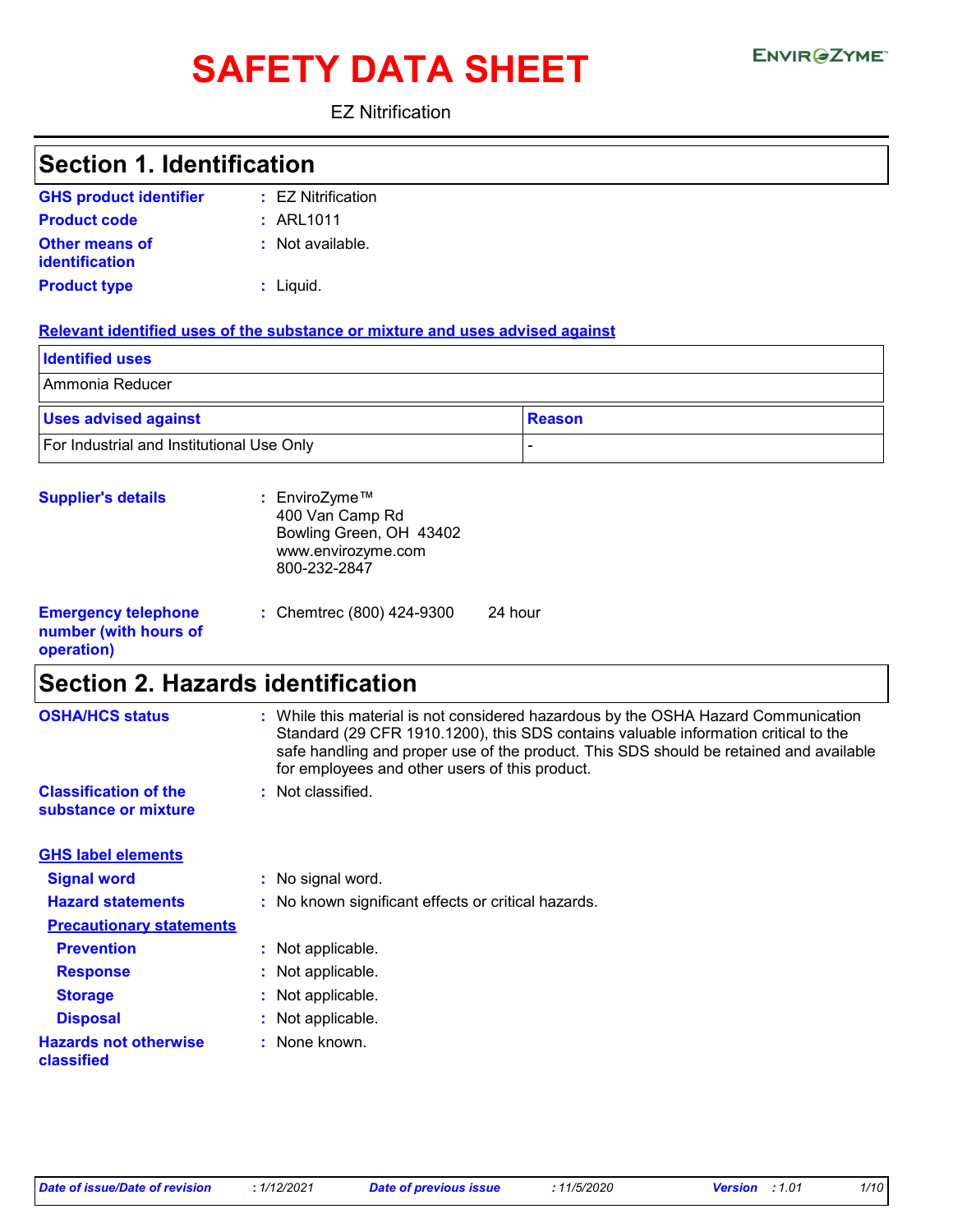# SAFETY DATA SHEET

ENVIROZYME™

EZ Nitrification

## Section 1. Identification

**GHS product identifier** : EZ Nitrification

**Product code** : ARL1011

**Other means of identification** : Not available.

**Product type** : Liquid.

**Relevant identified uses of the substance or mixture and uses advised against**

| Identified uses |
|---|
| Ammonia Reducer |

| Uses advised against | Reason |
|---|---|
| For Industrial and Institutional Use Only | - |

**Supplier's details** : EnviroZyme™
400 Van Camp Rd
Bowling Green, OH 43402
www.envirozyme.com
800-232-2847

**Emergency telephone number (with hours of operation)** : Chemtrec (800) 424-9300 24 hour

## Section 2. Hazards identification

**OSHA/HCS status** : While this material is not considered hazardous by the OSHA Hazard Communication Standard (29 CFR 1910.1200), this SDS contains valuable information critical to the safe handling and proper use of the product. This SDS should be retained and available for employees and other users of this product.

**Classification of the substance or mixture** : Not classified.

**GHS label elements**

**Signal word** : No signal word.

**Hazard statements** : No known significant effects or critical hazards.

**Precautionary statements**

**Prevention** : Not applicable.

**Response** : Not applicable.

**Storage** : Not applicable.

**Disposal** : Not applicable.

**Hazards not otherwise classified** : None known.

*Date of issue/Date of revision* : 1/12/2021 *Date of previous issue* : 11/5/2020 *Version* : 1.01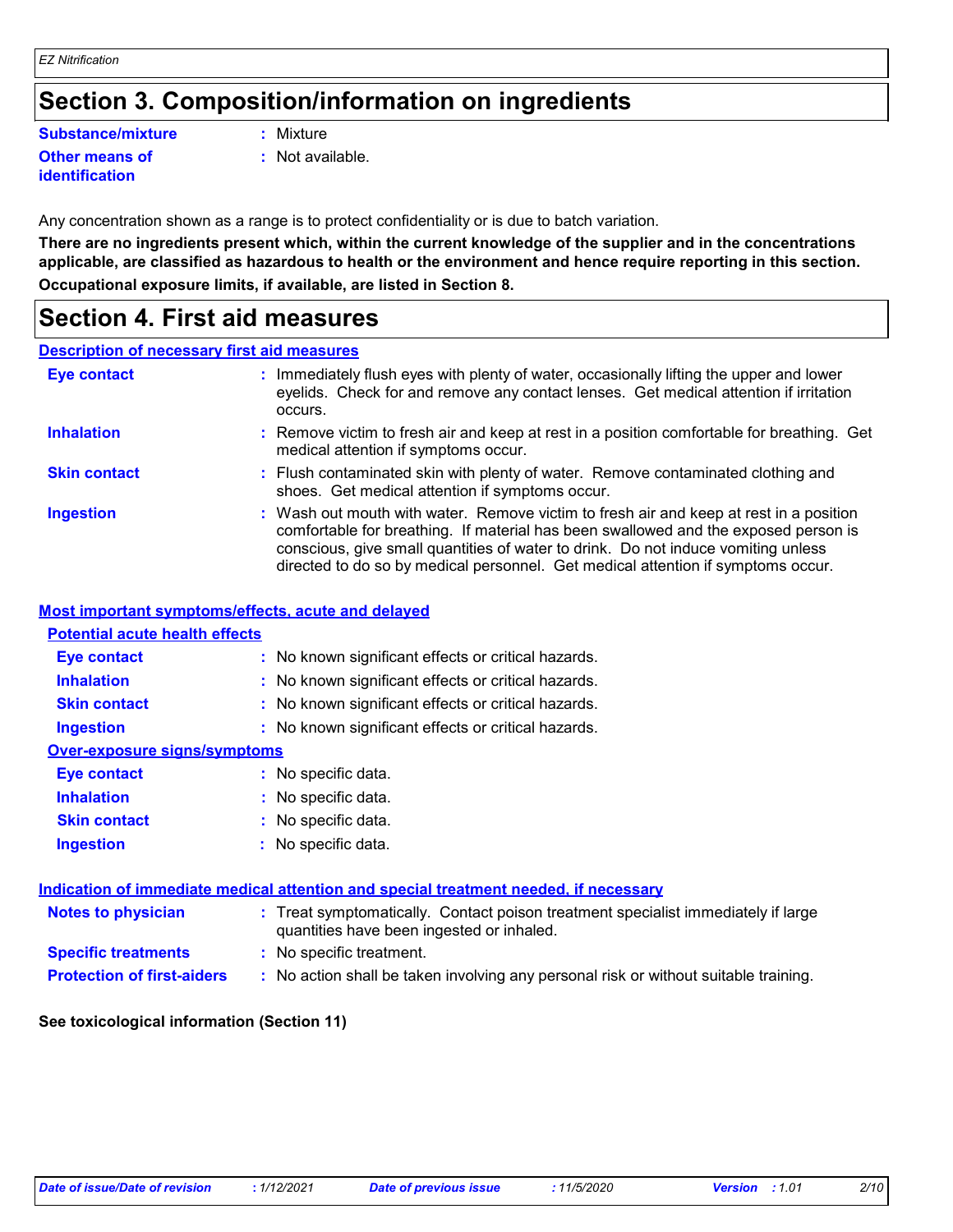# Section 3. Composition/information on ingredients

| | |
|---|---|
| **Substance/mixture** | : Mixture |
| **Other means of identification** | : Not available. |

Any concentration shown as a range is to protect confidentiality or is due to batch variation.

**There are no ingredients present which, within the current knowledge of the supplier and in the concentrations applicable, are classified as hazardous to health or the environment and hence require reporting in this section.**

**Occupational exposure limits, if available, are listed in Section 8.**

# Section 4. First aid measures

## Description of necessary first aid measures

| | |
|---|---|
| **Eye contact** | : Immediately flush eyes with plenty of water, occasionally lifting the upper and lower eyelids. Check for and remove any contact lenses. Get medical attention if irritation occurs. |
| **Inhalation** | : Remove victim to fresh air and keep at rest in a position comfortable for breathing. Get medical attention if symptoms occur. |
| **Skin contact** | : Flush contaminated skin with plenty of water. Remove contaminated clothing and shoes. Get medical attention if symptoms occur. |
| **Ingestion** | : Wash out mouth with water. Remove victim to fresh air and keep at rest in a position comfortable for breathing. If material has been swallowed and the exposed person is conscious, give small quantities of water to drink. Do not induce vomiting unless directed to do so by medical personnel. Get medical attention if symptoms occur. |

## Most important symptoms/effects, acute and delayed

### Potential acute health effects

| | |
|---|---|
| **Eye contact** | : No known significant effects or critical hazards. |
| **Inhalation** | : No known significant effects or critical hazards. |
| **Skin contact** | : No known significant effects or critical hazards. |
| **Ingestion** | : No known significant effects or critical hazards. |

### Over-exposure signs/symptoms

| | |
|---|---|
| **Eye contact** | : No specific data. |
| **Inhalation** | : No specific data. |
| **Skin contact** | : No specific data. |
| **Ingestion** | : No specific data. |

## Indication of immediate medical attention and special treatment needed, if necessary

| | |
|---|---|
| **Notes to physician** | : Treat symptomatically. Contact poison treatment specialist immediately if large quantities have been ingested or inhaled. |
| **Specific treatments** | : No specific treatment. |
| **Protection of first-aiders** | : No action shall be taken involving any personal risk or without suitable training. |

**See toxicological information (Section 11)**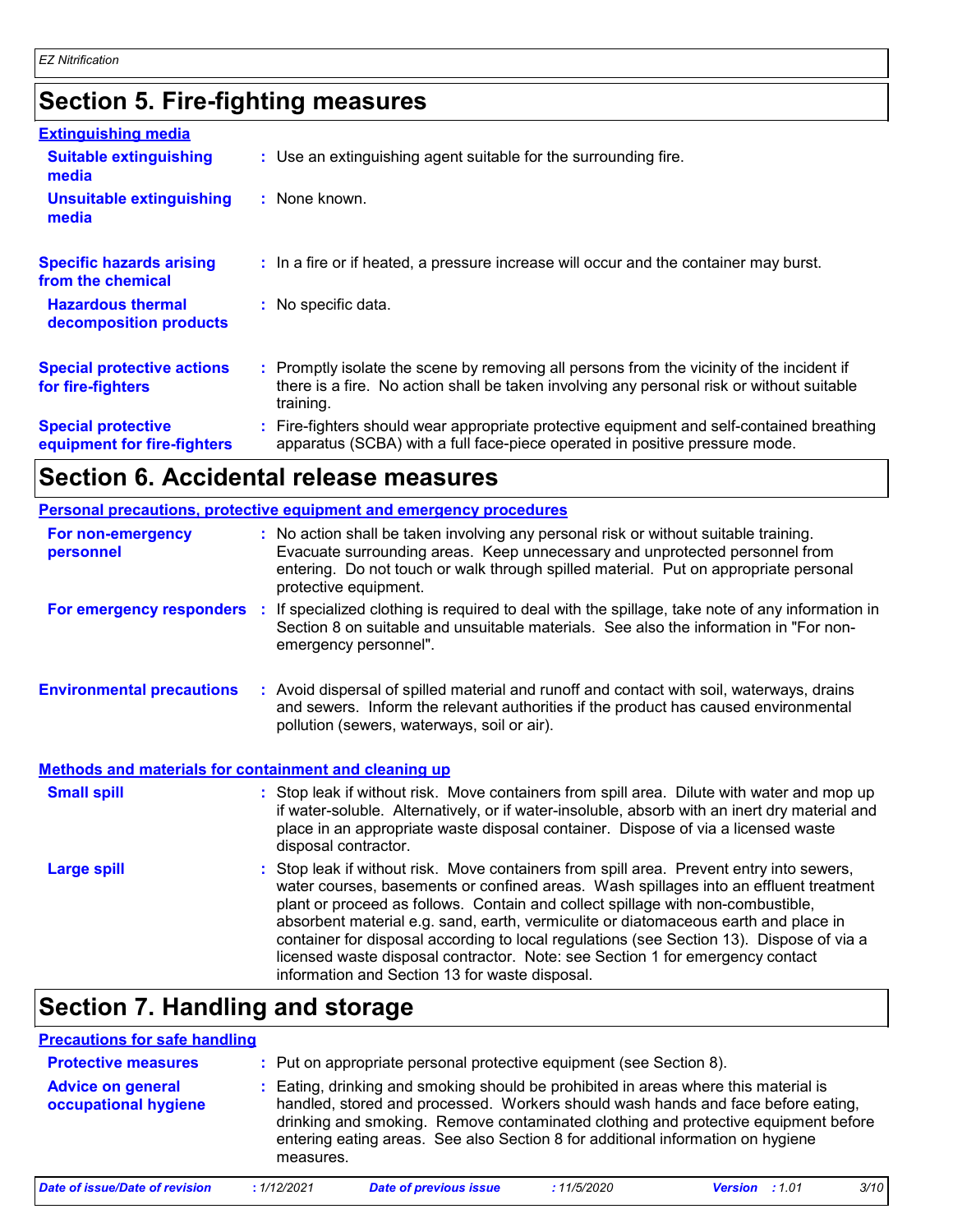## Section 5. Fire-fighting measures

### Extinguishing media

**Suitable extinguishing media** : Use an extinguishing agent suitable for the surrounding fire.

**Unsuitable extinguishing media** : None known.

**Specific hazards arising from the chemical** : In a fire or if heated, a pressure increase will occur and the container may burst.

**Hazardous thermal decomposition products** : No specific data.

**Special protective actions for fire-fighters** : Promptly isolate the scene by removing all persons from the vicinity of the incident if there is a fire. No action shall be taken involving any personal risk or without suitable training.

**Special protective equipment for fire-fighters** : Fire-fighters should wear appropriate protective equipment and self-contained breathing apparatus (SCBA) with a full face-piece operated in positive pressure mode.

## Section 6. Accidental release measures

### Personal precautions, protective equipment and emergency procedures

**For non-emergency personnel** : No action shall be taken involving any personal risk or without suitable training. Evacuate surrounding areas. Keep unnecessary and unprotected personnel from entering. Do not touch or walk through spilled material. Put on appropriate personal protective equipment.

**For emergency responders** : If specialized clothing is required to deal with the spillage, take note of any information in Section 8 on suitable and unsuitable materials. See also the information in "For non-emergency personnel".

**Environmental precautions** : Avoid dispersal of spilled material and runoff and contact with soil, waterways, drains and sewers. Inform the relevant authorities if the product has caused environmental pollution (sewers, waterways, soil or air).

### Methods and materials for containment and cleaning up

**Small spill** : Stop leak if without risk. Move containers from spill area. Dilute with water and mop up if water-soluble. Alternatively, or if water-insoluble, absorb with an inert dry material and place in an appropriate waste disposal container. Dispose of via a licensed waste disposal contractor.

**Large spill** : Stop leak if without risk. Move containers from spill area. Prevent entry into sewers, water courses, basements or confined areas. Wash spillages into an effluent treatment plant or proceed as follows. Contain and collect spillage with non-combustible, absorbent material e.g. sand, earth, vermiculite or diatomaceous earth and place in container for disposal according to local regulations (see Section 13). Dispose of via a licensed waste disposal contractor. Note: see Section 1 for emergency contact information and Section 13 for waste disposal.

## Section 7. Handling and storage

### Precautions for safe handling

**Protective measures** : Put on appropriate personal protective equipment (see Section 8).

**Advice on general occupational hygiene** : Eating, drinking and smoking should be prohibited in areas where this material is handled, stored and processed. Workers should wash hands and face before eating, drinking and smoking. Remove contaminated clothing and protective equipment before entering eating areas. See also Section 8 for additional information on hygiene measures.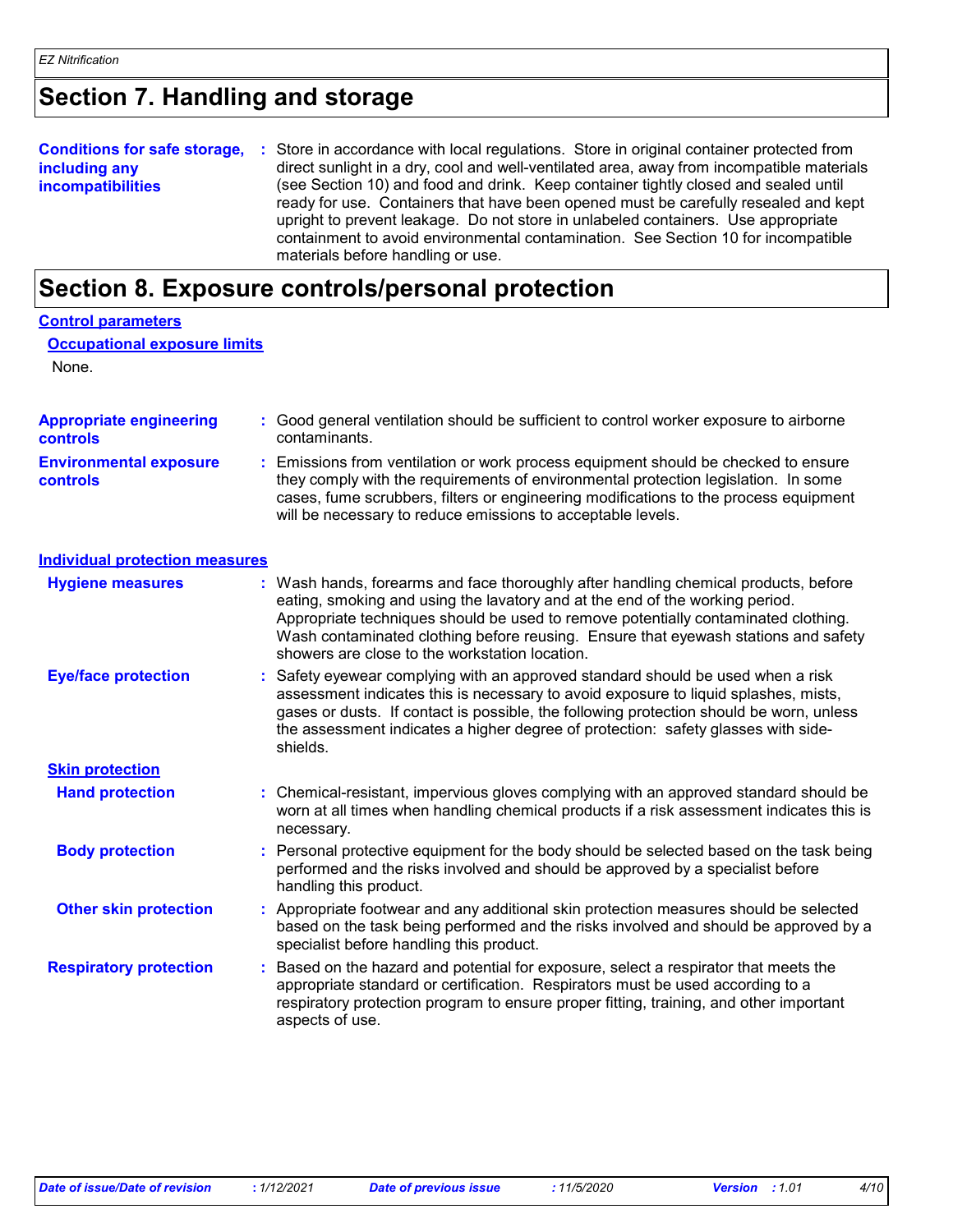## Section 7. Handling and storage

**Conditions for safe storage, including any incompatibilities** : Store in accordance with local regulations. Store in original container protected from direct sunlight in a dry, cool and well-ventilated area, away from incompatible materials (see Section 10) and food and drink. Keep container tightly closed and sealed until ready for use. Containers that have been opened must be carefully resealed and kept upright to prevent leakage. Do not store in unlabeled containers. Use appropriate containment to avoid environmental contamination. See Section 10 for incompatible materials before handling or use.

## Section 8. Exposure controls/personal protection

### Control parameters

#### Occupational exposure limits

None.

**Appropriate engineering controls** : Good general ventilation should be sufficient to control worker exposure to airborne contaminants.

**Environmental exposure controls** : Emissions from ventilation or work process equipment should be checked to ensure they comply with the requirements of environmental protection legislation. In some cases, fume scrubbers, filters or engineering modifications to the process equipment will be necessary to reduce emissions to acceptable levels.

### Individual protection measures

**Hygiene measures** : Wash hands, forearms and face thoroughly after handling chemical products, before eating, smoking and using the lavatory and at the end of the working period. Appropriate techniques should be used to remove potentially contaminated clothing. Wash contaminated clothing before reusing. Ensure that eyewash stations and safety showers are close to the workstation location.

**Eye/face protection** : Safety eyewear complying with an approved standard should be used when a risk assessment indicates this is necessary to avoid exposure to liquid splashes, mists, gases or dusts. If contact is possible, the following protection should be worn, unless the assessment indicates a higher degree of protection: safety glasses with side-shields.

#### Skin protection

**Hand protection** : Chemical-resistant, impervious gloves complying with an approved standard should be worn at all times when handling chemical products if a risk assessment indicates this is necessary.

**Body protection** : Personal protective equipment for the body should be selected based on the task being performed and the risks involved and should be approved by a specialist before handling this product.

**Other skin protection** : Appropriate footwear and any additional skin protection measures should be selected based on the task being performed and the risks involved and should be approved by a specialist before handling this product.

**Respiratory protection** : Based on the hazard and potential for exposure, select a respirator that meets the appropriate standard or certification. Respirators must be used according to a respiratory protection program to ensure proper fitting, training, and other important aspects of use.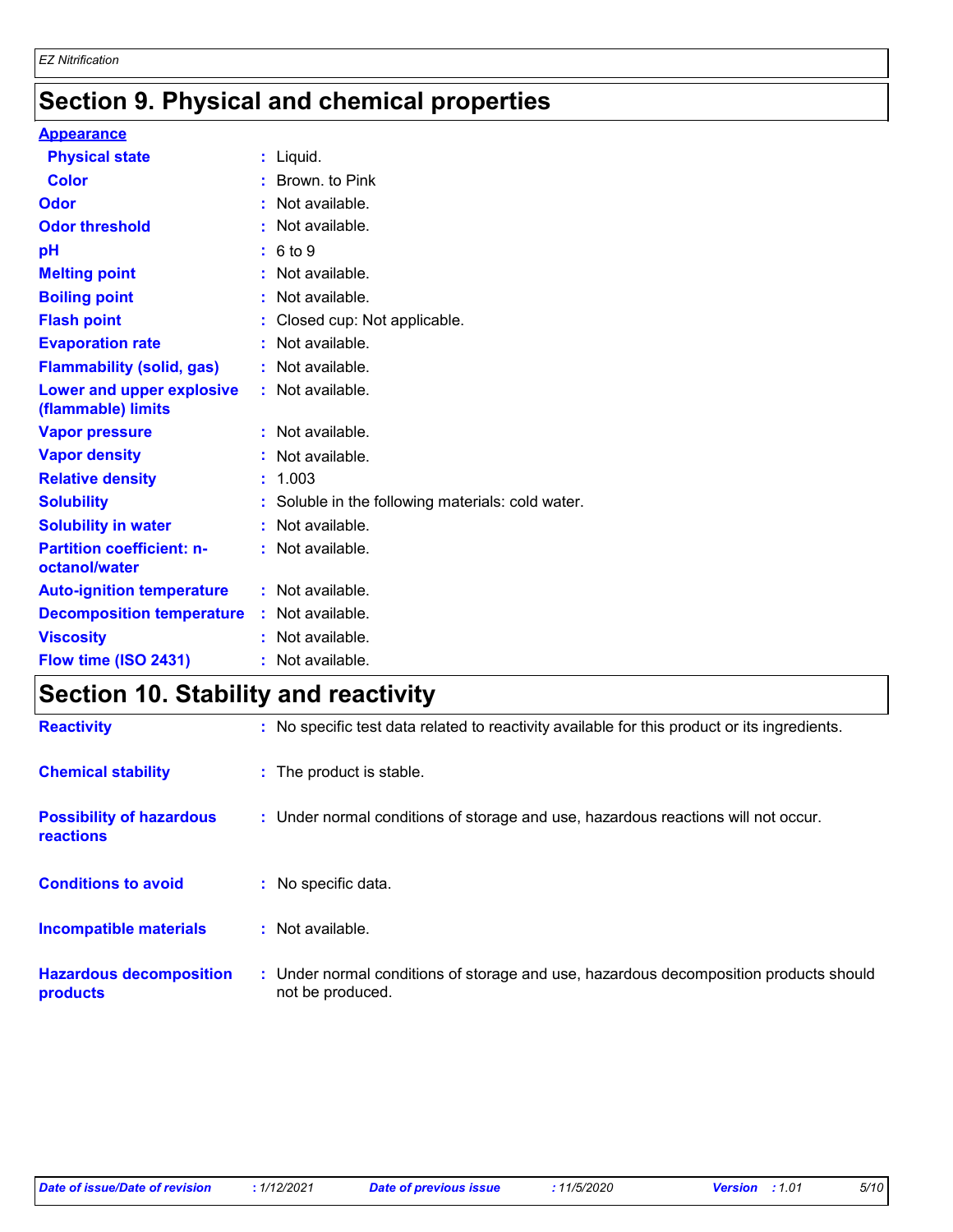## Section 9. Physical and chemical properties

**Appearance**

| | | |
|---|---|---|
| **Physical state** | : | Liquid. |
| **Color** | : | Brown. to Pink |
| **Odor** | : | Not available. |
| **Odor threshold** | : | Not available. |
| **pH** | : | 6 to 9 |
| **Melting point** | : | Not available. |
| **Boiling point** | : | Not available. |
| **Flash point** | : | Closed cup: Not applicable. |
| **Evaporation rate** | : | Not available. |
| **Flammability (solid, gas)** | : | Not available. |
| **Lower and upper explosive (flammable) limits** | : | Not available. |
| **Vapor pressure** | : | Not available. |
| **Vapor density** | : | Not available. |
| **Relative density** | : | 1.003 |
| **Solubility** | : | Soluble in the following materials: cold water. |
| **Solubility in water** | : | Not available. |
| **Partition coefficient: n-octanol/water** | : | Not available. |
| **Auto-ignition temperature** | : | Not available. |
| **Decomposition temperature** | : | Not available. |
| **Viscosity** | : | Not available. |
| **Flow time (ISO 2431)** | : | Not available. |

## Section 10. Stability and reactivity

| | | |
|---|---|---|
| **Reactivity** | : | No specific test data related to reactivity available for this product or its ingredients. |
| **Chemical stability** | : | The product is stable. |
| **Possibility of hazardous reactions** | : | Under normal conditions of storage and use, hazardous reactions will not occur. |
| **Conditions to avoid** | : | No specific data. |
| **Incompatible materials** | : | Not available. |
| **Hazardous decomposition products** | : | Under normal conditions of storage and use, hazardous decomposition products should not be produced. |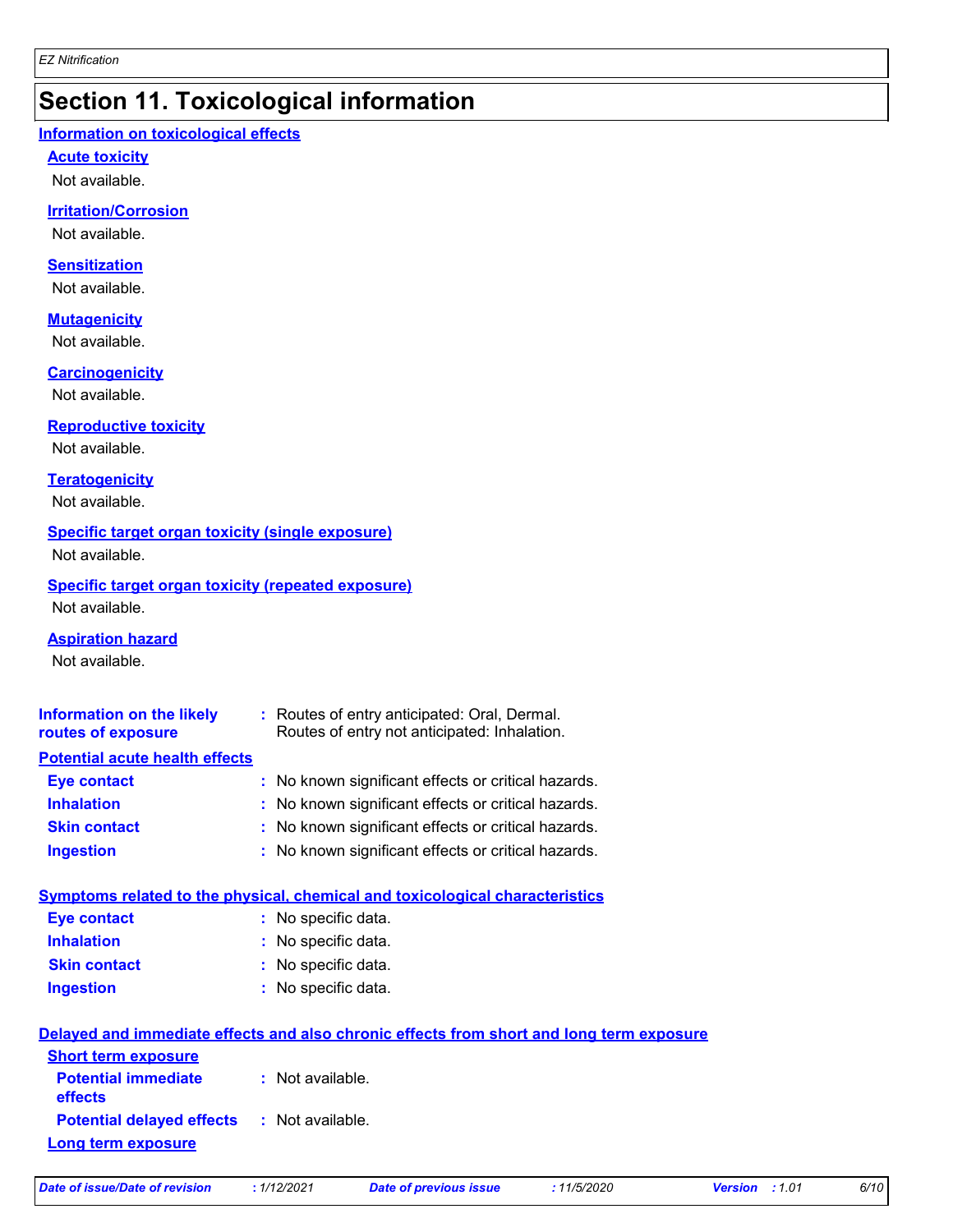# Section 11. Toxicological information

## Information on toxicological effects

### Acute toxicity

Not available.

### Irritation/Corrosion

Not available.

### Sensitization

Not available.

### Mutagenicity

Not available.

### Carcinogenicity

Not available.

### Reproductive toxicity

Not available.

### Teratogenicity

Not available.

### Specific target organ toxicity (single exposure)

Not available.

### Specific target organ toxicity (repeated exposure)

Not available.

### Aspiration hazard

Not available.

**Information on the likely routes of exposure** : Routes of entry anticipated: Oral, Dermal.
Routes of entry not anticipated: Inhalation.

## Potential acute health effects

**Eye contact** : No known significant effects or critical hazards.

**Inhalation** : No known significant effects or critical hazards.

**Skin contact** : No known significant effects or critical hazards.

**Ingestion** : No known significant effects or critical hazards.

## Symptoms related to the physical, chemical and toxicological characteristics

**Eye contact** : No specific data.

**Inhalation** : No specific data.

**Skin contact** : No specific data.

**Ingestion** : No specific data.

## Delayed and immediate effects and also chronic effects from short and long term exposure

### Short term exposure

**Potential immediate effects** : Not available.

**Potential delayed effects** : Not available.

### Long term exposure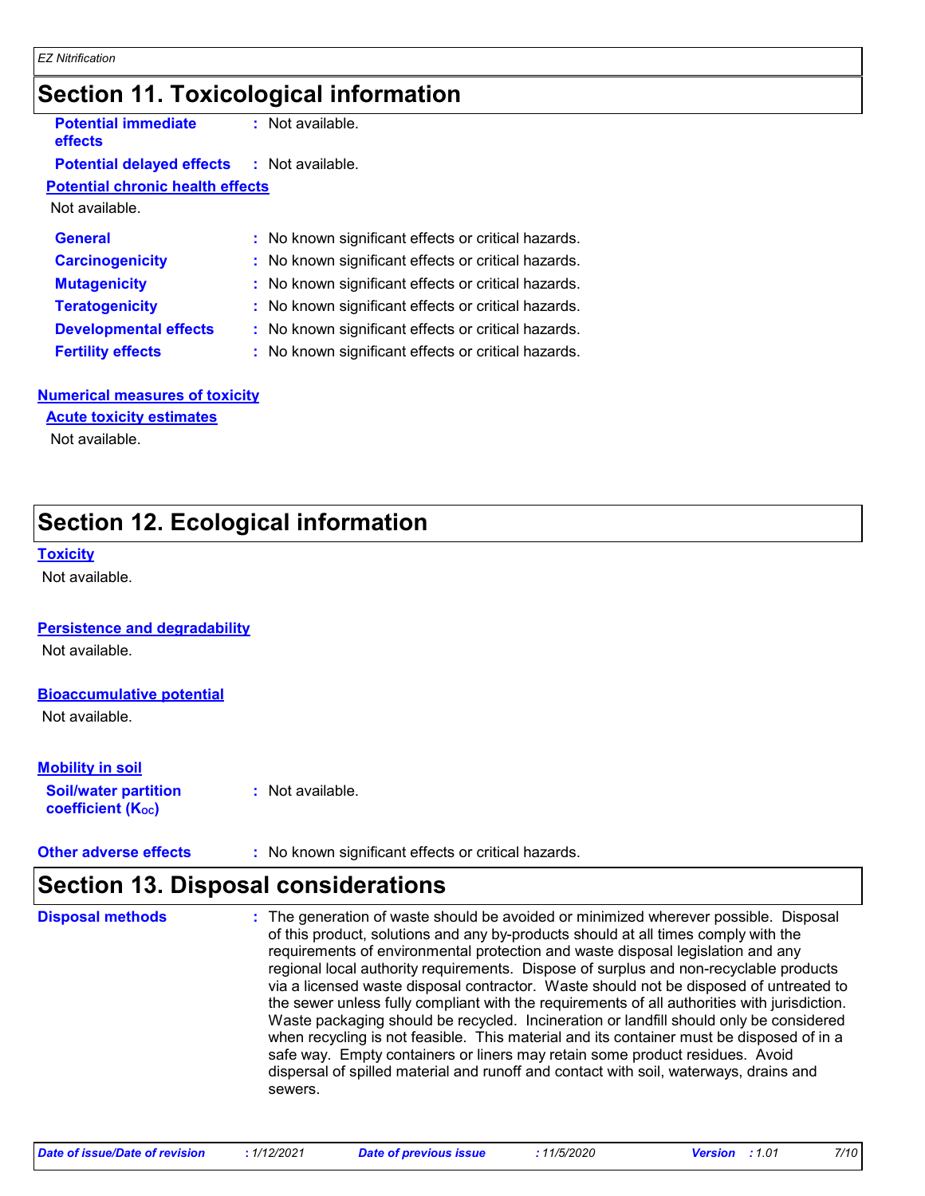# Section 11. Toxicological information

**Potential immediate effects** : Not available.

**Potential delayed effects** : Not available.

**Potential chronic health effects**

Not available.

**General** : No known significant effects or critical hazards.

**Carcinogenicity** : No known significant effects or critical hazards.

**Mutagenicity** : No known significant effects or critical hazards.

**Teratogenicity** : No known significant effects or critical hazards.

**Developmental effects** : No known significant effects or critical hazards.

**Fertility effects** : No known significant effects or critical hazards.

**Numerical measures of toxicity**

**Acute toxicity estimates**

Not available.

# Section 12. Ecological information

**Toxicity**

Not available.

**Persistence and degradability**

Not available.

**Bioaccumulative potential**

Not available.

**Mobility in soil**

**Soil/water partition coefficient ($K_{OC}$)** : Not available.

**Other adverse effects** : No known significant effects or critical hazards.

# Section 13. Disposal considerations

**Disposal methods** : The generation of waste should be avoided or minimized wherever possible. Disposal of this product, solutions and any by-products should at all times comply with the requirements of environmental protection and waste disposal legislation and any regional local authority requirements. Dispose of surplus and non-recyclable products via a licensed waste disposal contractor. Waste should not be disposed of untreated to the sewer unless fully compliant with the requirements of all authorities with jurisdiction. Waste packaging should be recycled. Incineration or landfill should only be considered when recycling is not feasible. This material and its container must be disposed of in a safe way. Empty containers or liners may retain some product residues. Avoid dispersal of spilled material and runoff and contact with soil, waterways, drains and sewers.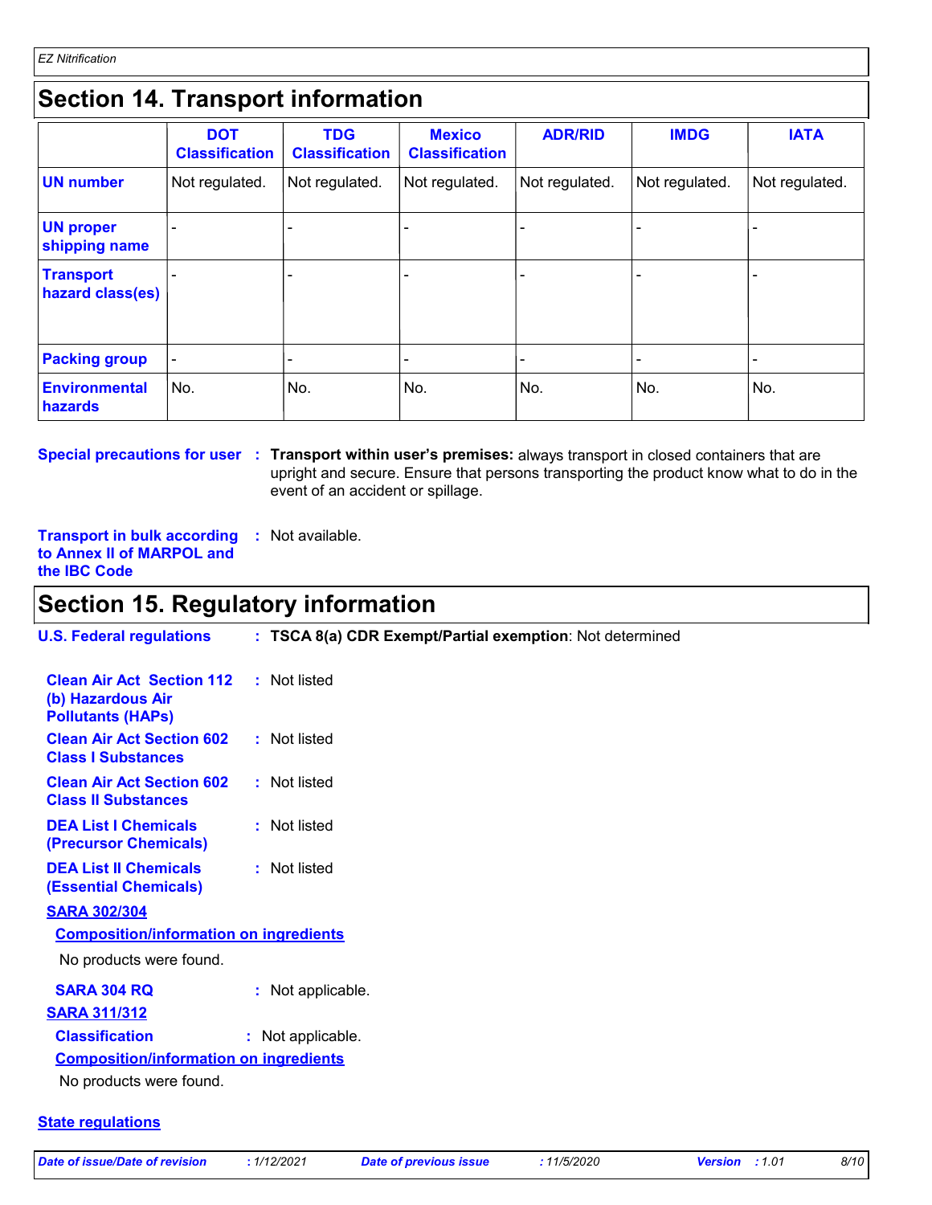## Section 14. Transport information

| | DOT Classification | TDG Classification | Mexico Classification | ADR/RID | IMDG | IATA |
|---|---|---|---|---|---|---|
| **UN number** | Not regulated. | Not regulated. | Not regulated. | Not regulated. | Not regulated. | Not regulated. |
| **UN proper shipping name** | - | - | - | - | - | - |
| **Transport hazard class(es)** | - | - | - | - | - | - |
| **Packing group** | - | - | - | - | - | - |
| **Environmental hazards** | No. | No. | No. | No. | No. | No. |

**Special precautions for user** : **Transport within user's premises:** always transport in closed containers that are upright and secure. Ensure that persons transporting the product know what to do in the event of an accident or spillage.

**Transport in bulk according to Annex II of MARPOL and the IBC Code** : Not available.

## Section 15. Regulatory information

**U.S. Federal regulations** : **TSCA 8(a) CDR Exempt/Partial exemption**: Not determined

**Clean Air Act Section 112 (b) Hazardous Air Pollutants (HAPs)** : Not listed

**Clean Air Act Section 602 Class I Substances** : Not listed

**Clean Air Act Section 602 Class II Substances** : Not listed

**DEA List I Chemicals (Precursor Chemicals)** : Not listed

**DEA List II Chemicals (Essential Chemicals)** : Not listed

**SARA 302/304**

**Composition/information on ingredients**

No products were found.

**SARA 304 RQ** : Not applicable.

**SARA 311/312**

**Classification** : Not applicable.

**Composition/information on ingredients**

No products were found.

**State regulations**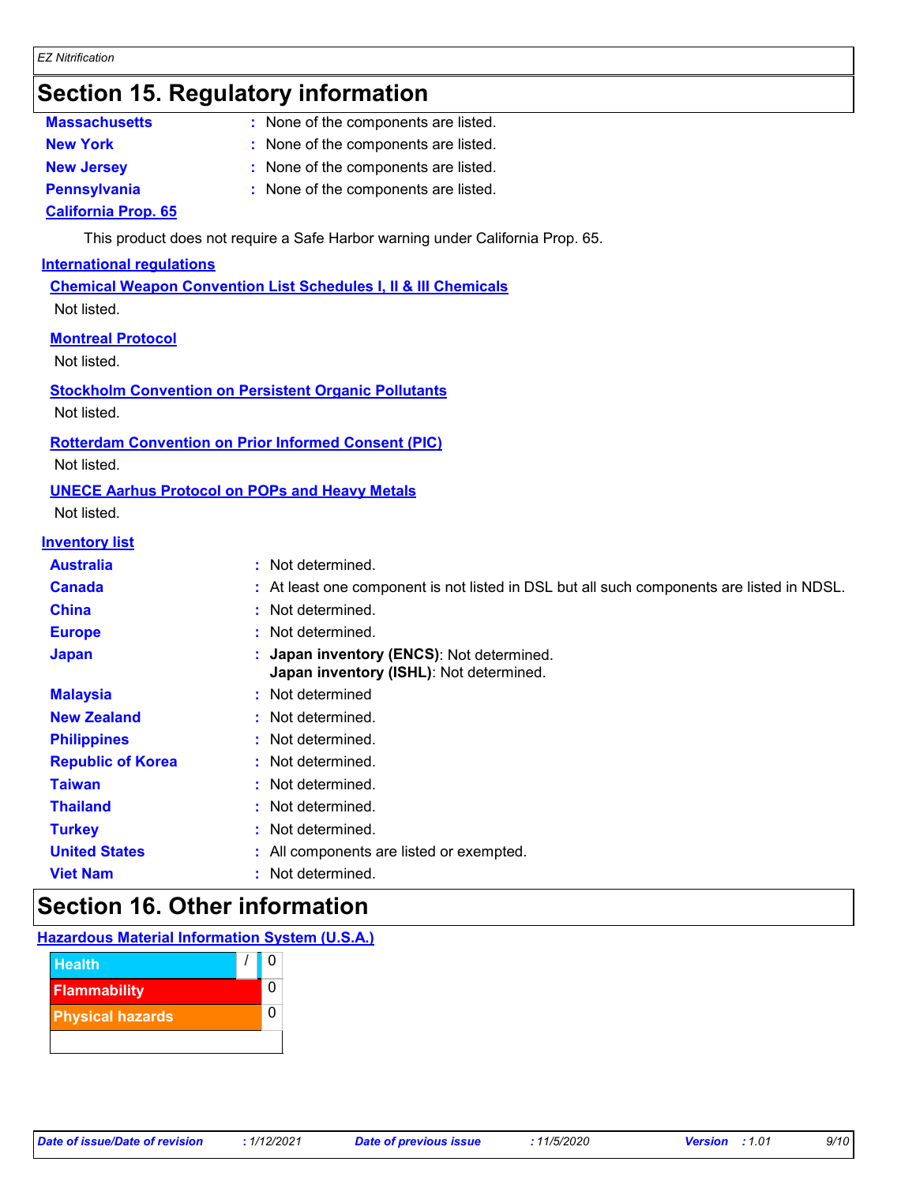# Section 15. Regulatory information

**Massachusetts** : None of the components are listed.

**New York** : None of the components are listed.

**New Jersey** : None of the components are listed.

**Pennsylvania** : None of the components are listed.

**California Prop. 65**

This product does not require a Safe Harbor warning under California Prop. 65.

**International regulations**

**Chemical Weapon Convention List Schedules I, II & III Chemicals**

Not listed.

**Montreal Protocol**

Not listed.

**Stockholm Convention on Persistent Organic Pollutants**

Not listed.

**Rotterdam Convention on Prior Informed Consent (PIC)**

Not listed.

**UNECE Aarhus Protocol on POPs and Heavy Metals**

Not listed.

**Inventory list**

**Australia** : Not determined.

**Canada** : At least one component is not listed in DSL but all such components are listed in NDSL.

**China** : Not determined.

**Europe** : Not determined.

**Japan** : **Japan inventory (ENCS)**: Not determined.
**Japan inventory (ISHL)**: Not determined.

**Malaysia** : Not determined

**New Zealand** : Not determined.

**Philippines** : Not determined.

**Republic of Korea** : Not determined.

**Taiwan** : Not determined.

**Thailand** : Not determined.

**Turkey** : Not determined.

**United States** : All components are listed or exempted.

**Viet Nam** : Not determined.

# Section 16. Other information

**Hazardous Material Information System (U.S.A.)**

| | |
|---|---|
| Health | / 0 |
| Flammability | 0 |
| Physical hazards | 0 |
| | |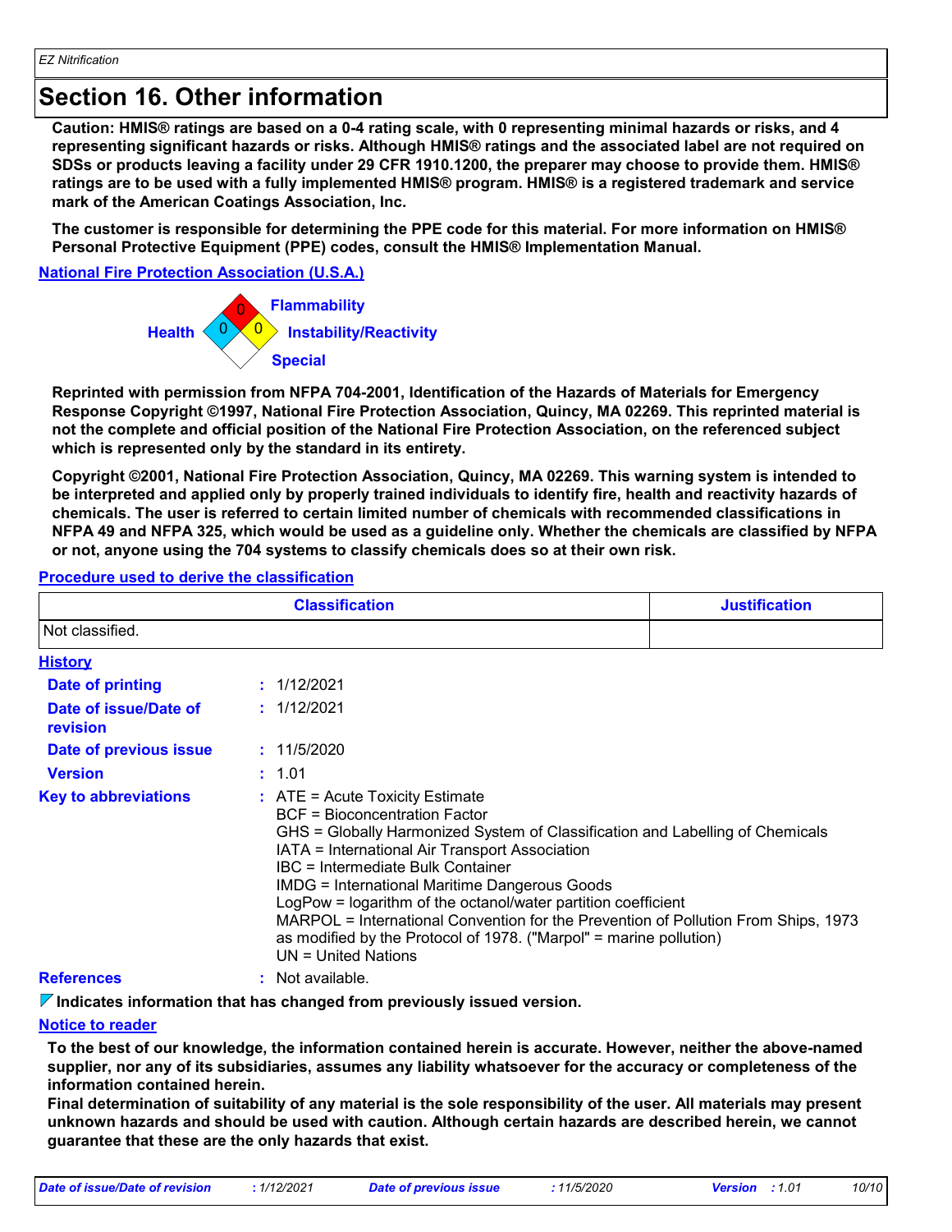## Section 16. Other information

**Caution: HMIS® ratings are based on a 0-4 rating scale, with 0 representing minimal hazards or risks, and 4 representing significant hazards or risks. Although HMIS® ratings and the associated label are not required on SDSs or products leaving a facility under 29 CFR 1910.1200, the preparer may choose to provide them. HMIS® ratings are to be used with a fully implemented HMIS® program. HMIS® is a registered trademark and service mark of the American Coatings Association, Inc.**

**The customer is responsible for determining the PPE code for this material. For more information on HMIS® Personal Protective Equipment (PPE) codes, consult the HMIS® Implementation Manual.**

**National Fire Protection Association (U.S.A.)**

Flammability: 0
Health: 0
Instability/Reactivity: 0
Special

**Reprinted with permission from NFPA 704-2001, Identification of the Hazards of Materials for Emergency Response Copyright ©1997, National Fire Protection Association, Quincy, MA 02269. This reprinted material is not the complete and official position of the National Fire Protection Association, on the referenced subject which is represented only by the standard in its entirety.**

**Copyright ©2001, National Fire Protection Association, Quincy, MA 02269. This warning system is intended to be interpreted and applied only by properly trained individuals to identify fire, health and reactivity hazards of chemicals. The user is referred to certain limited number of chemicals with recommended classifications in NFPA 49 and NFPA 325, which would be used as a guideline only. Whether the chemicals are classified by NFPA or not, anyone using the 704 systems to classify chemicals does so at their own risk.**

**Procedure used to derive the classification**

| Classification | Justification |
|---|---|
| Not classified. | |

**History**

**Date of printing** : 1/12/2021

**Date of issue/Date of revision** : 1/12/2021

**Date of previous issue** : 11/5/2020

**Version** : 1.01

**Key to abbreviations** :
ATE = Acute Toxicity Estimate
BCF = Bioconcentration Factor
GHS = Globally Harmonized System of Classification and Labelling of Chemicals
IATA = International Air Transport Association
IBC = Intermediate Bulk Container
IMDG = International Maritime Dangerous Goods
LogPow = logarithm of the octanol/water partition coefficient
MARPOL = International Convention for the Prevention of Pollution From Ships, 1973 as modified by the Protocol of 1978. ("Marpol" = marine pollution)
UN = United Nations

**References** : Not available.

**Indicates information that has changed from previously issued version.**

**Notice to reader**

**To the best of our knowledge, the information contained herein is accurate. However, neither the above-named supplier, nor any of its subsidiaries, assumes any liability whatsoever for the accuracy or completeness of the information contained herein.**
**Final determination of suitability of any material is the sole responsibility of the user. All materials may present unknown hazards and should be used with caution. Although certain hazards are described herein, we cannot guarantee that these are the only hazards that exist.**